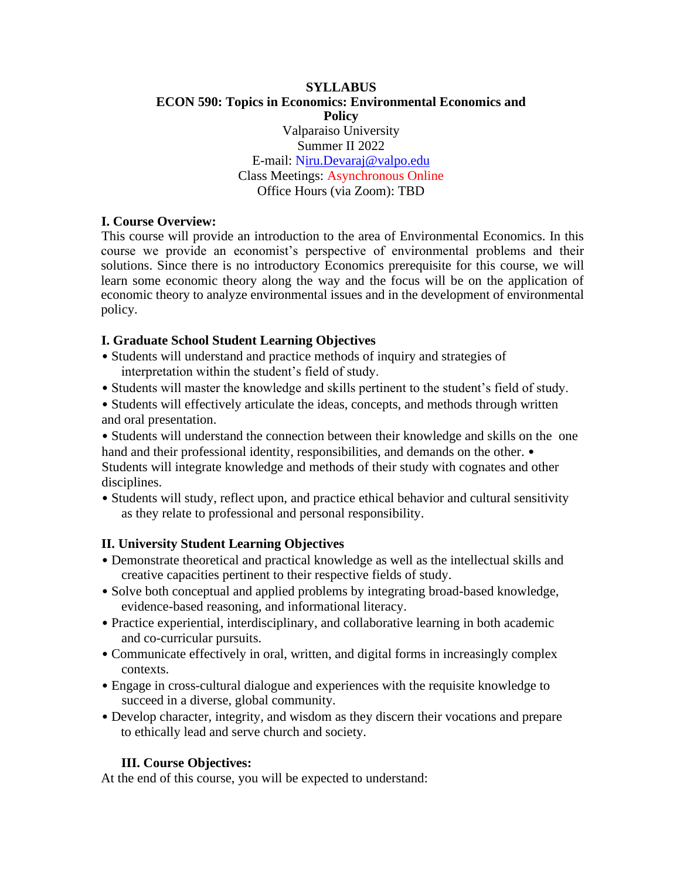**SYLLABUS**
**ECON 590: Topics in Economics: Environmental Economics and Policy**

Valparaiso University
Summer II 2022
E-mail: Niru.Devaraj@valpo.edu
Class Meetings: Asynchronous Online
Office Hours (via Zoom): TBD

## I. Course Overview:

This course will provide an introduction to the area of Environmental Economics. In this course we provide an economist's perspective of environmental problems and their solutions. Since there is no introductory Economics prerequisite for this course, we will learn some economic theory along the way and the focus will be on the application of economic theory to analyze environmental issues and in the development of environmental policy.

## I. Graduate School Student Learning Objectives

- Students will understand and practice methods of inquiry and strategies of interpretation within the student's field of study.
- Students will master the knowledge and skills pertinent to the student's field of study.
- Students will effectively articulate the ideas, concepts, and methods through written and oral presentation.
- Students will understand the connection between their knowledge and skills on the one hand and their professional identity, responsibilities, and demands on the other.
- Students will integrate knowledge and methods of their study with cognates and other disciplines.
- Students will study, reflect upon, and practice ethical behavior and cultural sensitivity as they relate to professional and personal responsibility.

## II. University Student Learning Objectives

- Demonstrate theoretical and practical knowledge as well as the intellectual skills and creative capacities pertinent to their respective fields of study.
- Solve both conceptual and applied problems by integrating broad-based knowledge, evidence-based reasoning, and informational literacy.
- Practice experiential, interdisciplinary, and collaborative learning in both academic and co-curricular pursuits.
- Communicate effectively in oral, written, and digital forms in increasingly complex contexts.
- Engage in cross-cultural dialogue and experiences with the requisite knowledge to succeed in a diverse, global community.
- Develop character, integrity, and wisdom as they discern their vocations and prepare to ethically lead and serve church and society.

## III. Course Objectives:

At the end of this course, you will be expected to understand: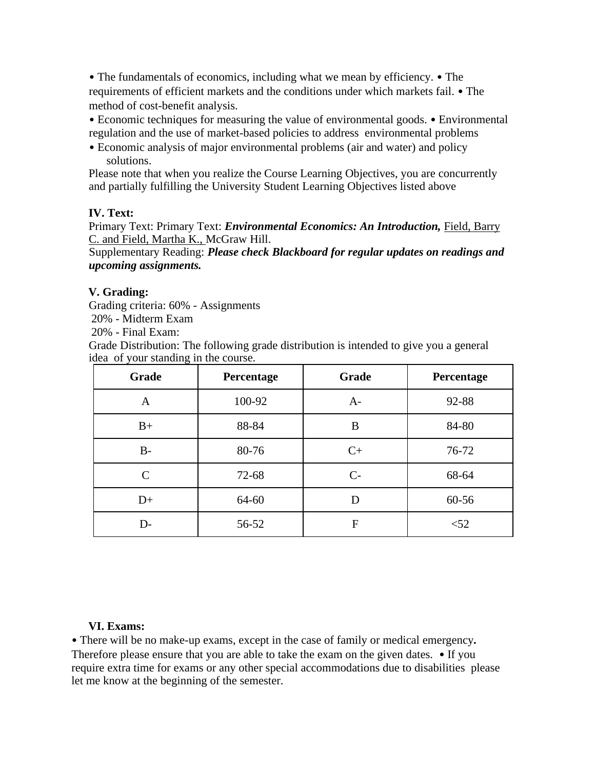- The fundamentals of economics, including what we mean by efficiency.
- The requirements of efficient markets and the conditions under which markets fail.
- The method of cost-benefit analysis.
- Economic techniques for measuring the value of environmental goods.
- Environmental regulation and the use of market-based policies to address environmental problems
- Economic analysis of major environmental problems (air and water) and policy solutions.

Please note that when you realize the Course Learning Objectives, you are concurrently and partially fulfilling the University Student Learning Objectives listed above

**IV. Text:**

Primary Text: Primary Text: ***Environmental Economics: An Introduction,*** Field, Barry C. and Field, Martha K., McGraw Hill.

Supplementary Reading: ***Please check Blackboard for regular updates on readings and upcoming assignments.***

**V. Grading:**

Grading criteria: 60% - Assignments
20% - Midterm Exam
20% - Final Exam:

Grade Distribution: The following grade distribution is intended to give you a general idea of your standing in the course.

| Grade | Percentage | Grade | Percentage |
|---|---|---|---|
| A | 100-92 | A- | 92-88 |
| B+ | 88-84 | B | 84-80 |
| B- | 80-76 | C+ | 76-72 |
| C | 72-68 | C- | 68-64 |
| D+ | 64-60 | D | 60-56 |
| D- | 56-52 | F | <52 |

**VI. Exams:**

- There will be no make-up exams, except in the case of family or medical emergency**.** Therefore please ensure that you are able to take the exam on the given dates.
- If you require extra time for exams or any other special accommodations due to disabilities please let me know at the beginning of the semester.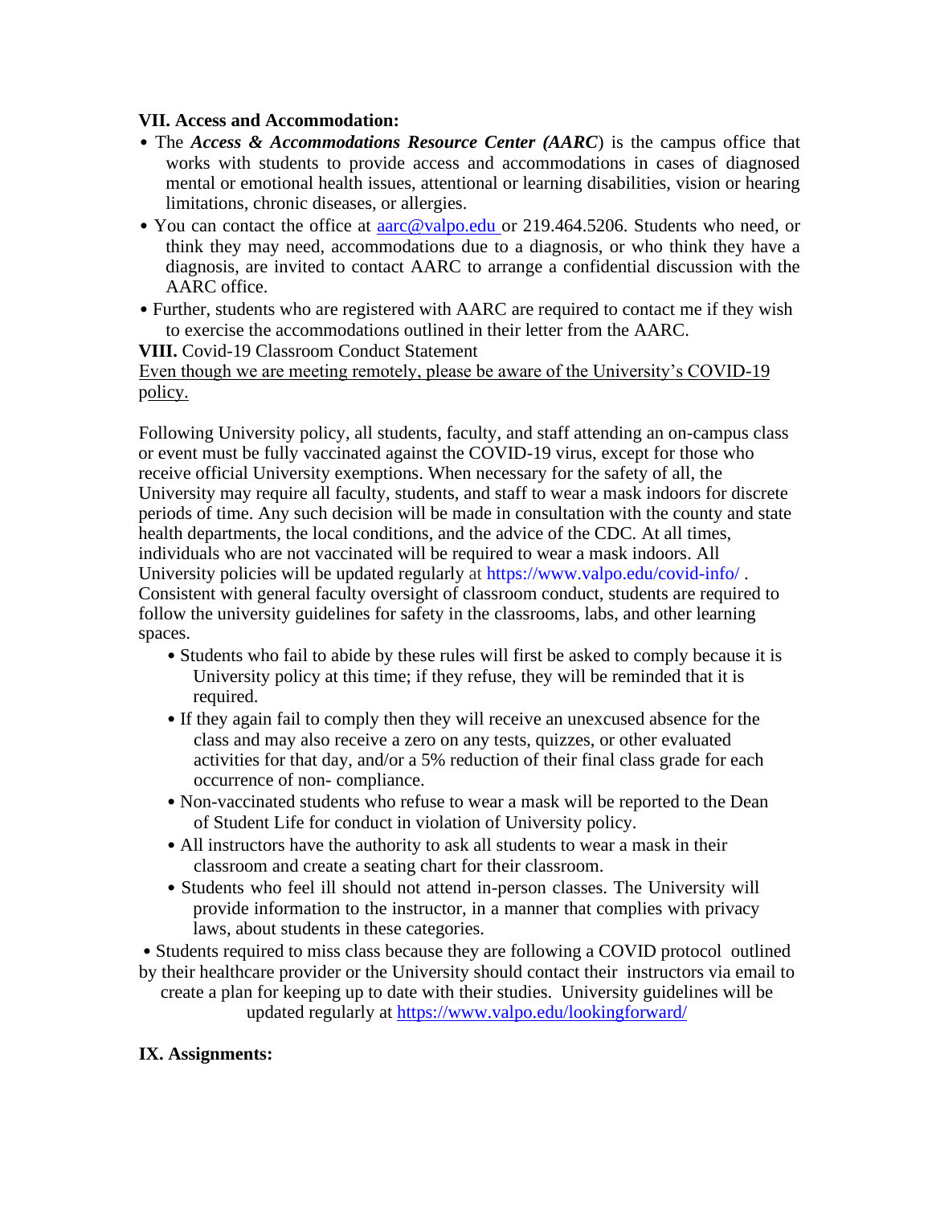## VII. Access and Accommodation:

- The ***Access & Accommodations Resource Center (AARC***) is the campus office that works with students to provide access and accommodations in cases of diagnosed mental or emotional health issues, attentional or learning disabilities, vision or hearing limitations, chronic diseases, or allergies.
- You can contact the office at [aarc@valpo.edu](mailto:aarc@valpo.edu) or 219.464.5206. Students who need, or think they may need, accommodations due to a diagnosis, or who think they have a diagnosis, are invited to contact AARC to arrange a confidential discussion with the AARC office.
- Further, students who are registered with AARC are required to contact me if they wish to exercise the accommodations outlined in their letter from the AARC.

**VIII.** Covid-19 Classroom Conduct Statement

Even though we are meeting remotely, please be aware of the University's COVID-19 policy.

Following University policy, all students, faculty, and staff attending an on-campus class or event must be fully vaccinated against the COVID-19 virus, except for those who receive official University exemptions. When necessary for the safety of all, the University may require all faculty, students, and staff to wear a mask indoors for discrete periods of time. Any such decision will be made in consultation with the county and state health departments, the local conditions, and the advice of the CDC. At all times, individuals who are not vaccinated will be required to wear a mask indoors. All University policies will be updated regularly at https://www.valpo.edu/covid-info/ . Consistent with general faculty oversight of classroom conduct, students are required to follow the university guidelines for safety in the classrooms, labs, and other learning spaces.

- Students who fail to abide by these rules will first be asked to comply because it is University policy at this time; if they refuse, they will be reminded that it is required.
- If they again fail to comply then they will receive an unexcused absence for the class and may also receive a zero on any tests, quizzes, or other evaluated activities for that day, and/or a 5% reduction of their final class grade for each occurrence of non- compliance.
- Non-vaccinated students who refuse to wear a mask will be reported to the Dean of Student Life for conduct in violation of University policy.
- All instructors have the authority to ask all students to wear a mask in their classroom and create a seating chart for their classroom.
- Students who feel ill should not attend in-person classes. The University will provide information to the instructor, in a manner that complies with privacy laws, about students in these categories.
- Students required to miss class because they are following a COVID protocol outlined by their healthcare provider or the University should contact their instructors via email to create a plan for keeping up to date with their studies. University guidelines will be updated regularly at [https://www.valpo.edu/lookingforward/](https://www.valpo.edu/lookingforward/)

## IX. Assignments: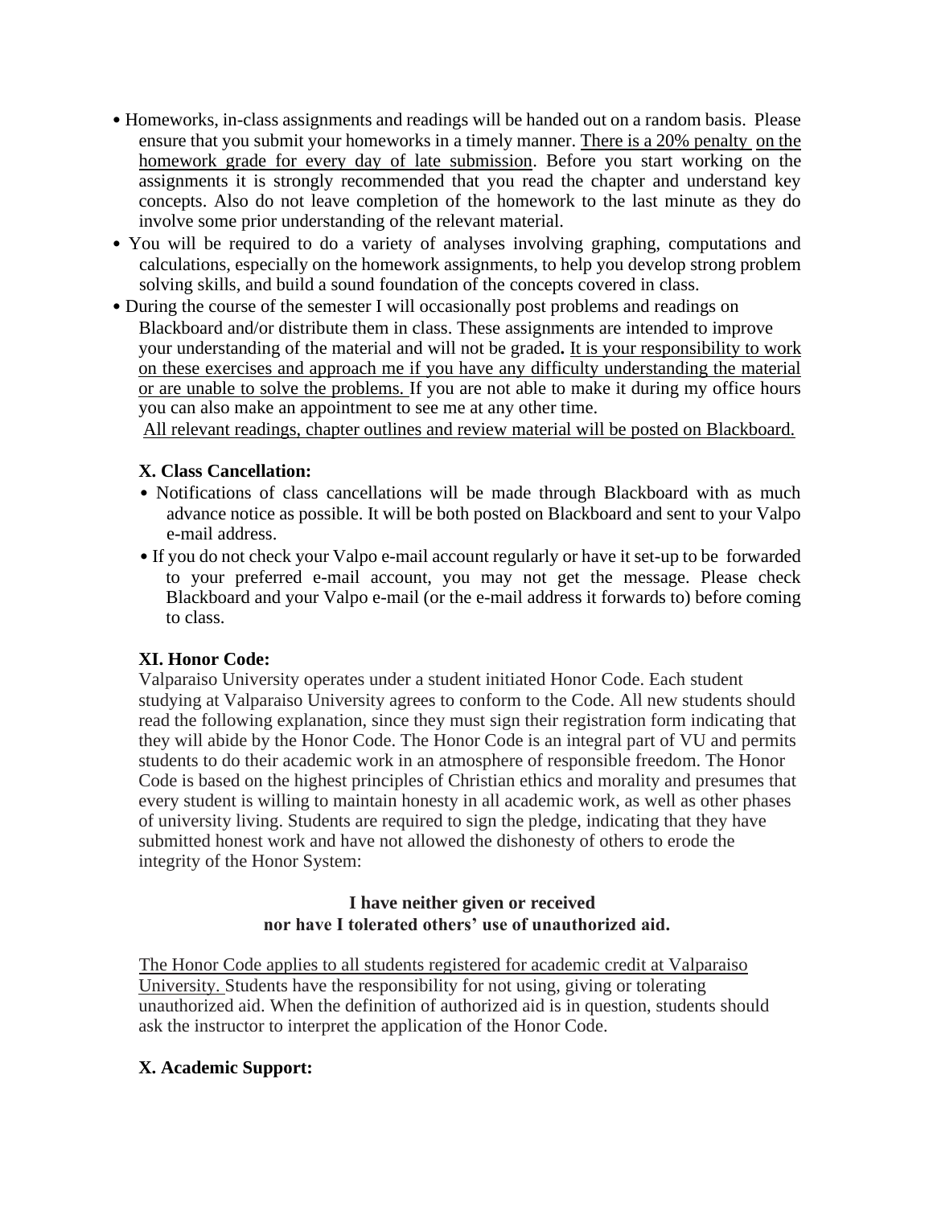- Homeworks, in-class assignments and readings will be handed out on a random basis. Please ensure that you submit your homeworks in a timely manner. There is a 20% penalty on the homework grade for every day of late submission. Before you start working on the assignments it is strongly recommended that you read the chapter and understand key concepts. Also do not leave completion of the homework to the last minute as they do involve some prior understanding of the relevant material.
- You will be required to do a variety of analyses involving graphing, computations and calculations, especially on the homework assignments, to help you develop strong problem solving skills, and build a sound foundation of the concepts covered in class.
- During the course of the semester I will occasionally post problems and readings on Blackboard and/or distribute them in class. These assignments are intended to improve your understanding of the material and will not be graded**.** It is your responsibility to work on these exercises and approach me if you have any difficulty understanding the material or are unable to solve the problems. If you are not able to make it during my office hours you can also make an appointment to see me at any other time.

  All relevant readings, chapter outlines and review material will be posted on Blackboard.

### X. Class Cancellation:

- Notifications of class cancellations will be made through Blackboard with as much advance notice as possible. It will be both posted on Blackboard and sent to your Valpo e-mail address.
- If you do not check your Valpo e-mail account regularly or have it set-up to be forwarded to your preferred e-mail account, you may not get the message. Please check Blackboard and your Valpo e-mail (or the e-mail address it forwards to) before coming to class.

### XI. Honor Code:

Valparaiso University operates under a student initiated Honor Code. Each student studying at Valparaiso University agrees to conform to the Code. All new students should read the following explanation, since they must sign their registration form indicating that they will abide by the Honor Code. The Honor Code is an integral part of VU and permits students to do their academic work in an atmosphere of responsible freedom. The Honor Code is based on the highest principles of Christian ethics and morality and presumes that every student is willing to maintain honesty in all academic work, as well as other phases of university living. Students are required to sign the pledge, indicating that they have submitted honest work and have not allowed the dishonesty of others to erode the integrity of the Honor System:

**I have neither given or received**
**nor have I tolerated others' use of unauthorized aid.**

The Honor Code applies to all students registered for academic credit at Valparaiso University. Students have the responsibility for not using, giving or tolerating unauthorized aid. When the definition of authorized aid is in question, students should ask the instructor to interpret the application of the Honor Code.

### X. Academic Support: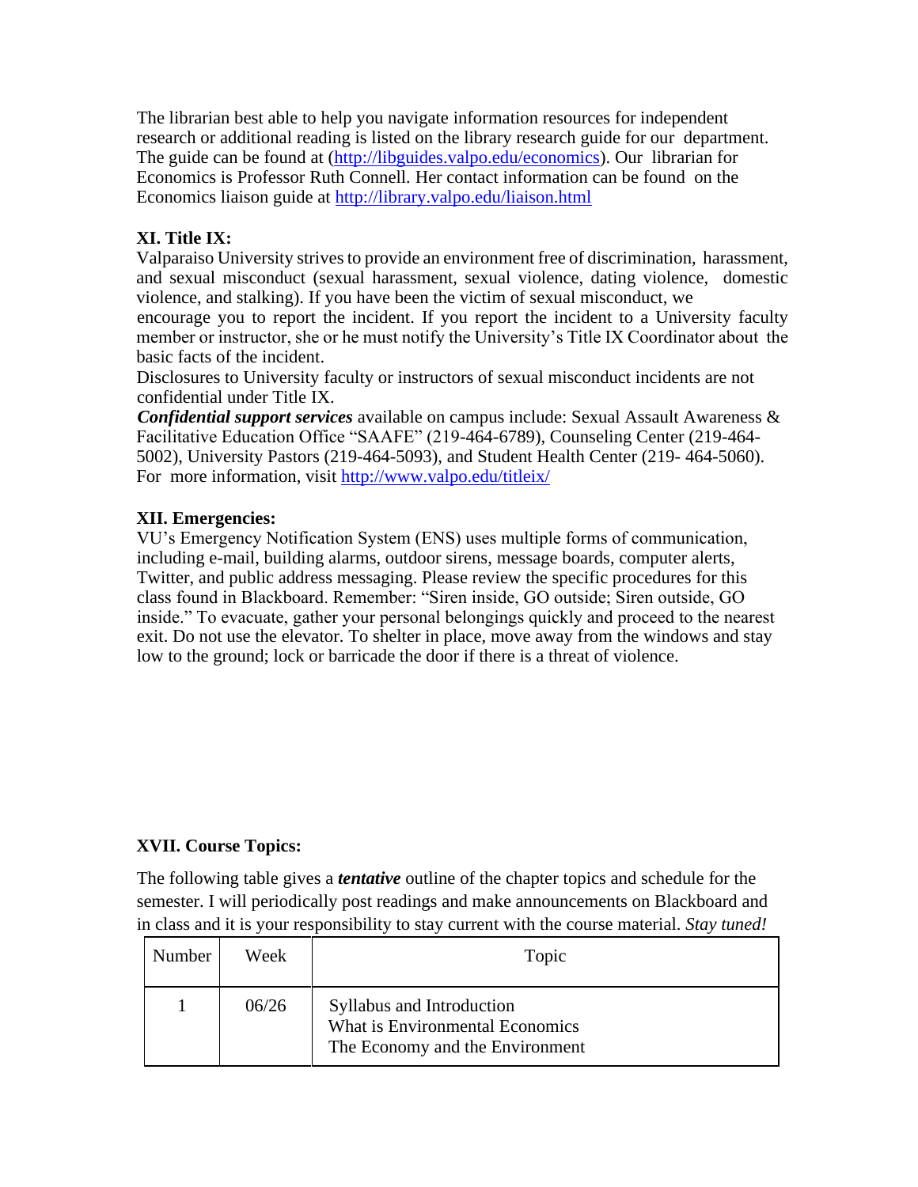The librarian best able to help you navigate information resources for independent research or additional reading is listed on the library research guide for our department. The guide can be found at (http://libguides.valpo.edu/economics). Our librarian for Economics is Professor Ruth Connell. Her contact information can be found on the Economics liaison guide at http://library.valpo.edu/liaison.html

**XI. Title IX:**

Valparaiso University strives to provide an environment free of discrimination, harassment, and sexual misconduct (sexual harassment, sexual violence, dating violence, domestic violence, and stalking). If you have been the victim of sexual misconduct, we encourage you to report the incident. If you report the incident to a University faculty member or instructor, she or he must notify the University's Title IX Coordinator about the basic facts of the incident.

Disclosures to University faculty or instructors of sexual misconduct incidents are not confidential under Title IX.

***Confidential support services*** available on campus include: Sexual Assault Awareness & Facilitative Education Office "SAAFE" (219-464-6789), Counseling Center (219-464-5002), University Pastors (219-464-5093), and Student Health Center (219- 464-5060). For more information, visit http://www.valpo.edu/titleix/

**XII. Emergencies:**

VU's Emergency Notification System (ENS) uses multiple forms of communication, including e-mail, building alarms, outdoor sirens, message boards, computer alerts, Twitter, and public address messaging. Please review the specific procedures for this class found in Blackboard. Remember: "Siren inside, GO outside; Siren outside, GO inside." To evacuate, gather your personal belongings quickly and proceed to the nearest exit. Do not use the elevator. To shelter in place, move away from the windows and stay low to the ground; lock or barricade the door if there is a threat of violence.

**XVII. Course Topics:**

The following table gives a ***tentative*** outline of the chapter topics and schedule for the semester. I will periodically post readings and make announcements on Blackboard and in class and it is your responsibility to stay current with the course material. *Stay tuned!*

| Number | Week | Topic |
|---|---|---|
| 1 | 06/26 | Syllabus and Introduction<br>What is Environmental Economics<br>The Economy and the Environment |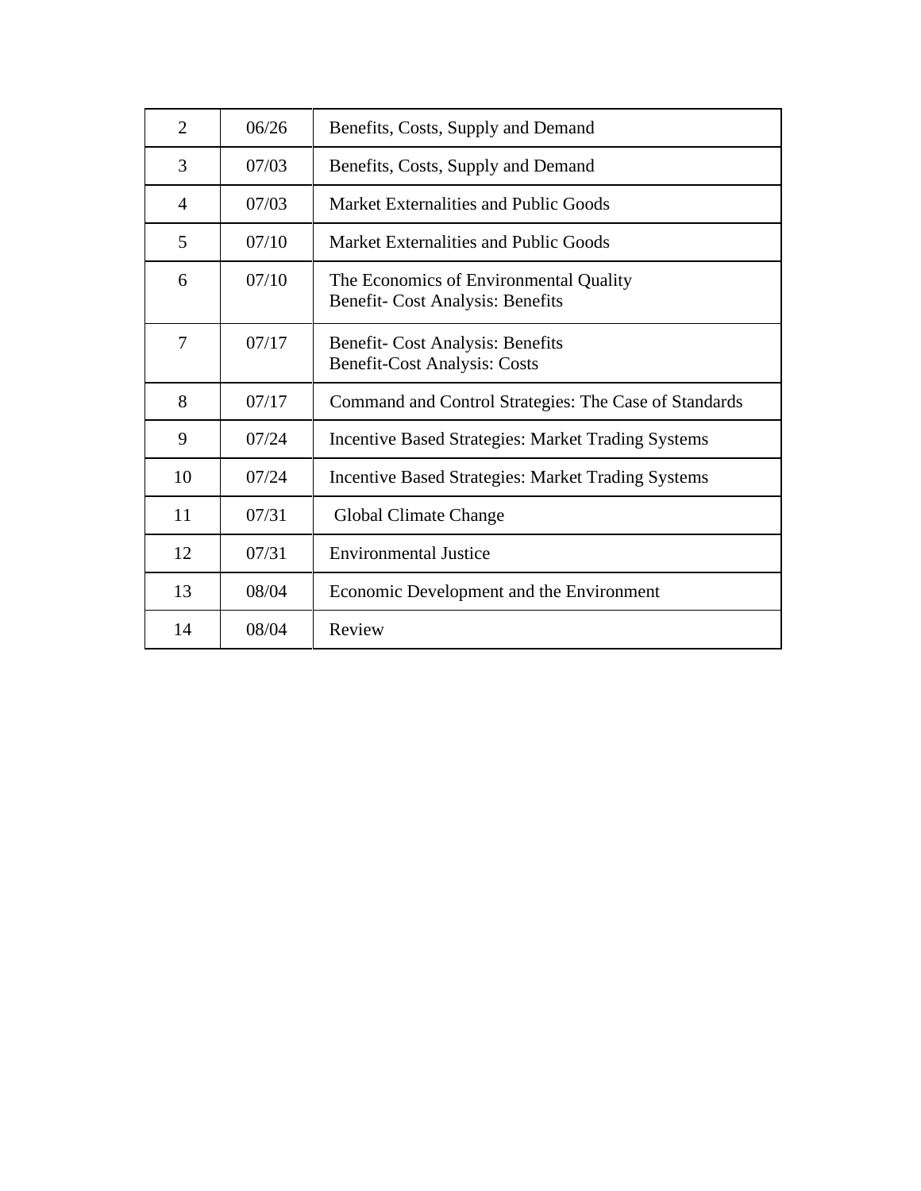| | | |
|---|---|---|
| 2 | 06/26 | Benefits, Costs, Supply and Demand |
| 3 | 07/03 | Benefits, Costs, Supply and Demand |
| 4 | 07/03 | Market Externalities and Public Goods |
| 5 | 07/10 | Market Externalities and Public Goods |
| 6 | 07/10 | The Economics of Environmental Quality<br>Benefit- Cost Analysis: Benefits |
| 7 | 07/17 | Benefit- Cost Analysis: Benefits<br>Benefit-Cost Analysis: Costs |
| 8 | 07/17 | Command and Control Strategies: The Case of Standards |
| 9 | 07/24 | Incentive Based Strategies: Market Trading Systems |
| 10 | 07/24 | Incentive Based Strategies: Market Trading Systems |
| 11 | 07/31 | Global Climate Change |
| 12 | 07/31 | Environmental Justice |
| 13 | 08/04 | Economic Development and the Environment |
| 14 | 08/04 | Review |